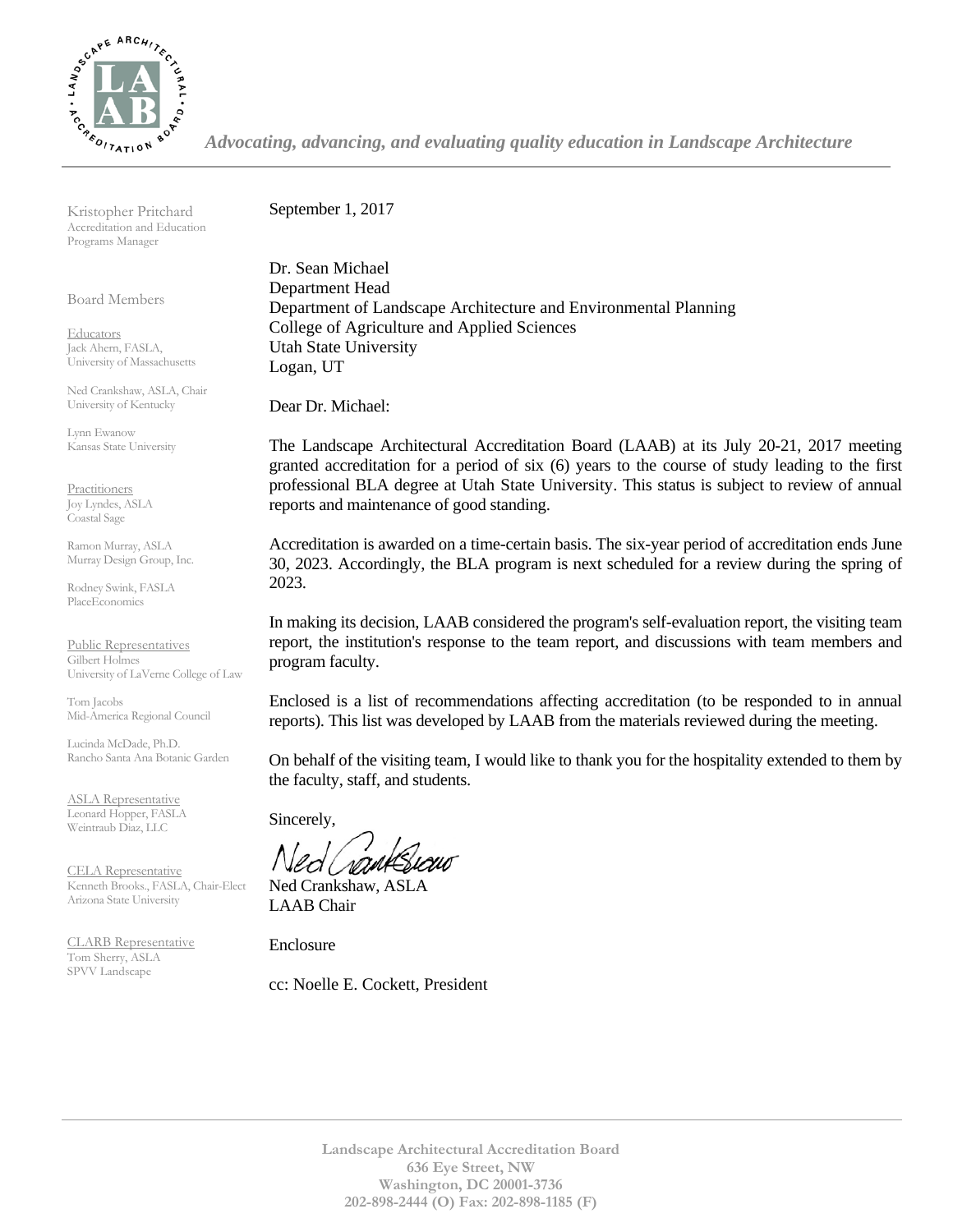*Advocating, advancing, and evaluating quality education in Landscape Architecture*

Kristopher Pritchard
Accreditation and Education Programs Manager

Board Members

Educators
Jack Ahern, FASLA, University of Massachusetts

Ned Crankshaw, ASLA, Chair
University of Kentucky

Lynn Ewanow
Kansas State University

Practitioners
Joy Lyndes, ASLA
Coastal Sage

Ramon Murray, ASLA
Murray Design Group, Inc.

Rodney Swink, FASLA
PlaceEconomics

Public Representatives
Gilbert Holmes
University of LaVerne College of Law

Tom Jacobs
Mid-America Regional Council

Lucinda McDade, Ph.D.
Rancho Santa Ana Botanic Garden

ASLA Representative
Leonard Hopper, FASLA
Weintraub Diaz, LLC

CELA Representative
Kenneth Brooks., FASLA, Chair-Elect
Arizona State University

CLARB Representative
Tom Sherry, ASLA
SPVV Landscape

September 1, 2017

Dr. Sean Michael
Department Head
Department of Landscape Architecture and Environmental Planning
College of Agriculture and Applied Sciences
Utah State University
Logan, UT

Dear Dr. Michael:

The Landscape Architectural Accreditation Board (LAAB) at its July 20-21, 2017 meeting granted accreditation for a period of six (6) years to the course of study leading to the first professional BLA degree at Utah State University. This status is subject to review of annual reports and maintenance of good standing.

Accreditation is awarded on a time-certain basis. The six-year period of accreditation ends June 30, 2023. Accordingly, the BLA program is next scheduled for a review during the spring of 2023.

In making its decision, LAAB considered the program's self-evaluation report, the visiting team report, the institution's response to the team report, and discussions with team members and program faculty.

Enclosed is a list of recommendations affecting accreditation (to be responded to in annual reports). This list was developed by LAAB from the materials reviewed during the meeting.

On behalf of the visiting team, I would like to thank you for the hospitality extended to them by the faculty, staff, and students.

Sincerely,

Ned Crankshaw, ASLA
LAAB Chair

Enclosure

cc: Noelle E. Cockett, President

**Landscape Architectural Accreditation Board**
**636 Eye Street, NW**
**Washington, DC 20001-3736**
**202-898-2444 (O) Fax: 202-898-1185 (F)**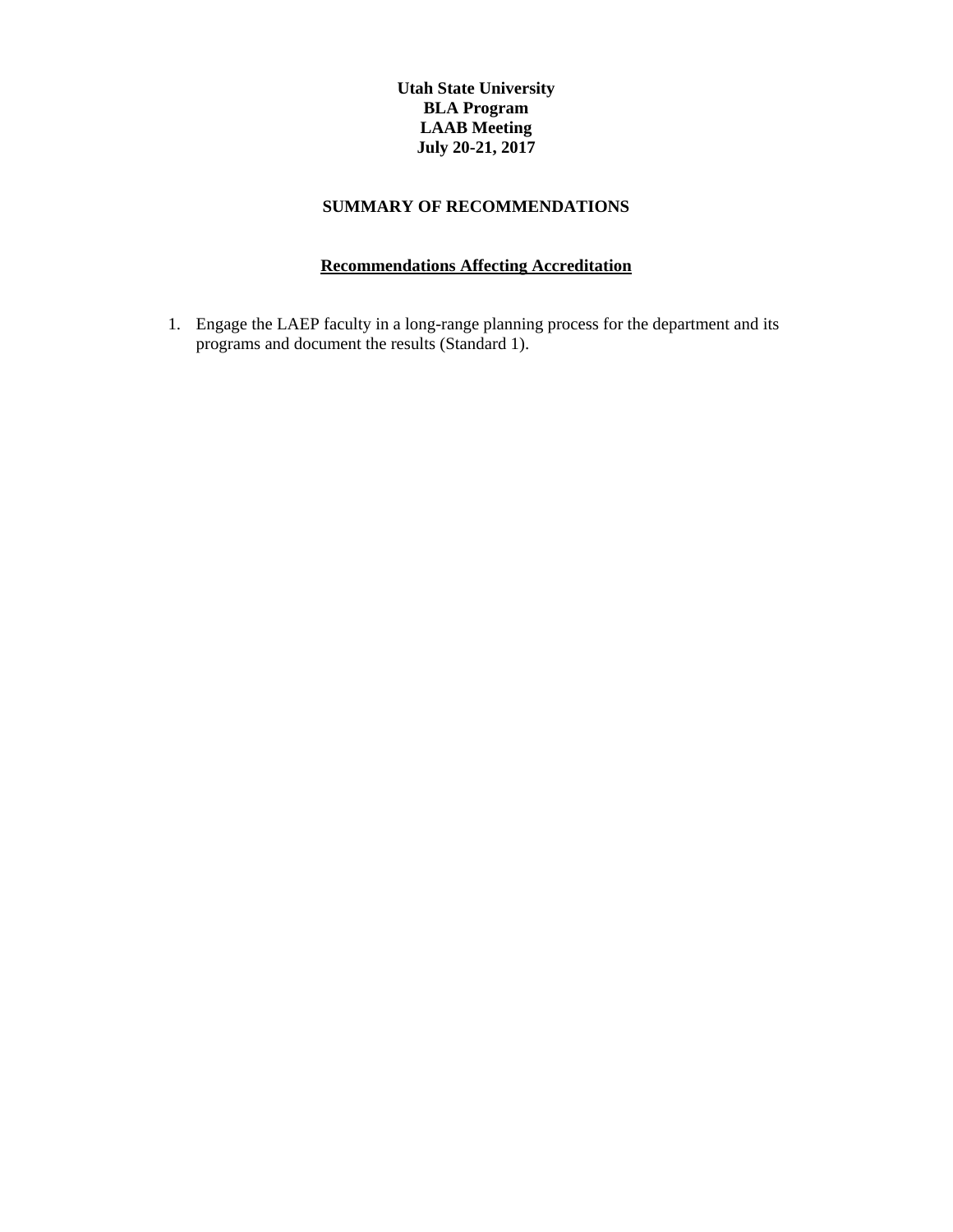**Utah State University**
**BLA Program**
**LAAB Meeting**
**July 20-21, 2017**

## SUMMARY OF RECOMMENDATIONS

### Recommendations Affecting Accreditation

1. Engage the LAEP faculty in a long-range planning process for the department and its programs and document the results (Standard 1).